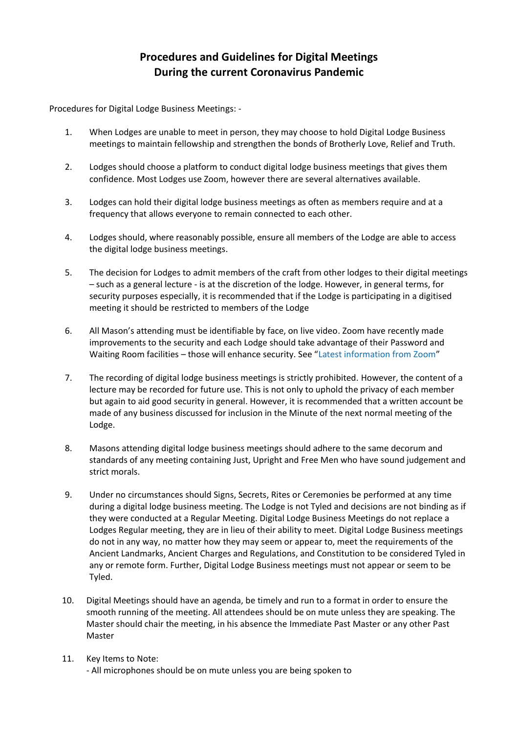# Procedures and Guidelines for Digital Meetings During the current Coronavirus Pandemic

Procedures for Digital Lodge Business Meetings: -

1. When Lodges are unable to meet in person, they may choose to hold Digital Lodge Business meetings to maintain fellowship and strengthen the bonds of Brotherly Love, Relief and Truth.

2. Lodges should choose a platform to conduct digital lodge business meetings that gives them confidence. Most Lodges use Zoom, however there are several alternatives available.

3. Lodges can hold their digital lodge business meetings as often as members require and at a frequency that allows everyone to remain connected to each other.

4. Lodges should, where reasonably possible, ensure all members of the Lodge are able to access the digital lodge business meetings.

5. The decision for Lodges to admit members of the craft from other lodges to their digital meetings – such as a general lecture - is at the discretion of the lodge. However, in general terms, for security purposes especially, it is recommended that if the Lodge is participating in a digitised meeting it should be restricted to members of the Lodge

6. All Mason's attending must be identifiable by face, on live video. Zoom have recently made improvements to the security and each Lodge should take advantage of their Password and Waiting Room facilities – those will enhance security. See "Latest information from Zoom"

7. The recording of digital lodge business meetings is strictly prohibited. However, the content of a lecture may be recorded for future use. This is not only to uphold the privacy of each member but again to aid good security in general. However, it is recommended that a written account be made of any business discussed for inclusion in the Minute of the next normal meeting of the Lodge.

8. Masons attending digital lodge business meetings should adhere to the same decorum and standards of any meeting containing Just, Upright and Free Men who have sound judgement and strict morals.

9. Under no circumstances should Signs, Secrets, Rites or Ceremonies be performed at any time during a digital lodge business meeting. The Lodge is not Tyled and decisions are not binding as if they were conducted at a Regular Meeting. Digital Lodge Business Meetings do not replace a Lodges Regular meeting, they are in lieu of their ability to meet. Digital Lodge Business meetings do not in any way, no matter how they may seem or appear to, meet the requirements of the Ancient Landmarks, Ancient Charges and Regulations, and Constitution to be considered Tyled in any or remote form. Further, Digital Lodge Business meetings must not appear or seem to be Tyled.

10. Digital Meetings should have an agenda, be timely and run to a format in order to ensure the smooth running of the meeting. All attendees should be on mute unless they are speaking. The Master should chair the meeting, in his absence the Immediate Past Master or any other Past Master

11. Key Items to Note:
    - All microphones should be on mute unless you are being spoken to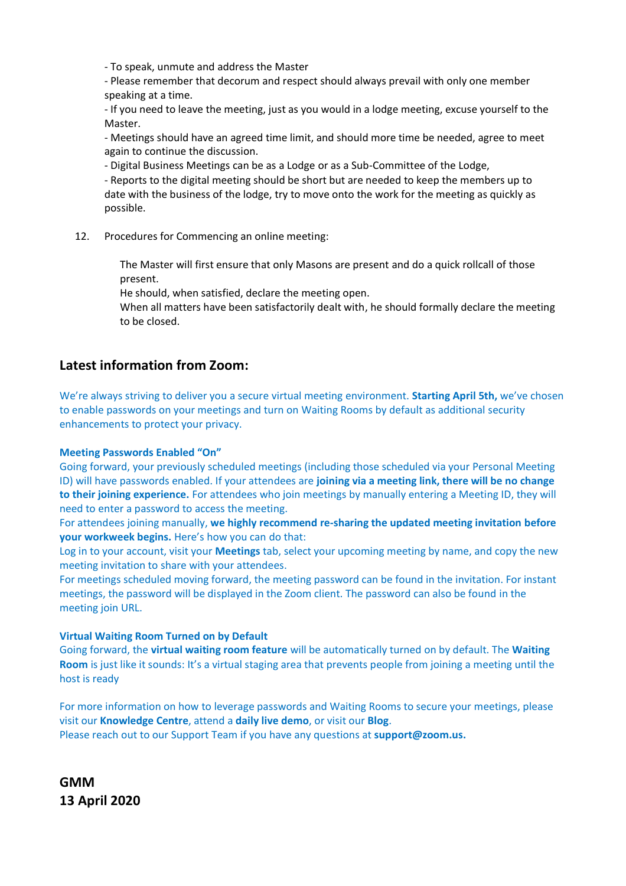- To speak, unmute and address the Master
- Please remember that decorum and respect should always prevail with only one member speaking at a time.
- If you need to leave the meeting, just as you would in a lodge meeting, excuse yourself to the Master.
- Meetings should have an agreed time limit, and should more time be needed, agree to meet again to continue the discussion.
- Digital Business Meetings can be as a Lodge or as a Sub-Committee of the Lodge,
- Reports to the digital meeting should be short but are needed to keep the members up to date with the business of the lodge, try to move onto the work for the meeting as quickly as possible.

12. Procedures for Commencing an online meeting:

    The Master will first ensure that only Masons are present and do a quick rollcall of those present.
    He should, when satisfied, declare the meeting open.
    When all matters have been satisfactorily dealt with, he should formally declare the meeting to be closed.

## Latest information from Zoom:

We're always striving to deliver you a secure virtual meeting environment. **Starting April 5th,** we've chosen to enable passwords on your meetings and turn on Waiting Rooms by default as additional security enhancements to protect your privacy.

**Meeting Passwords Enabled "On"**
Going forward, your previously scheduled meetings (including those scheduled via your Personal Meeting ID) will have passwords enabled. If your attendees are **joining via a meeting link, there will be no change to their joining experience.** For attendees who join meetings by manually entering a Meeting ID, they will need to enter a password to access the meeting.
For attendees joining manually, **we highly recommend re-sharing the updated meeting invitation before your workweek begins.** Here's how you can do that:
Log in to your account, visit your **Meetings** tab, select your upcoming meeting by name, and copy the new meeting invitation to share with your attendees.
For meetings scheduled moving forward, the meeting password can be found in the invitation. For instant meetings, the password will be displayed in the Zoom client. The password can also be found in the meeting join URL.

**Virtual Waiting Room Turned on by Default**
Going forward, the **virtual waiting room feature** will be automatically turned on by default. The **Waiting Room** is just like it sounds: It's a virtual staging area that prevents people from joining a meeting until the host is ready

For more information on how to leverage passwords and Waiting Rooms to secure your meetings, please visit our **Knowledge Centre**, attend a **daily live demo**, or visit our **Blog**.
Please reach out to our Support Team if you have any questions at **support@zoom.us.**

**GMM**
**13 April 2020**